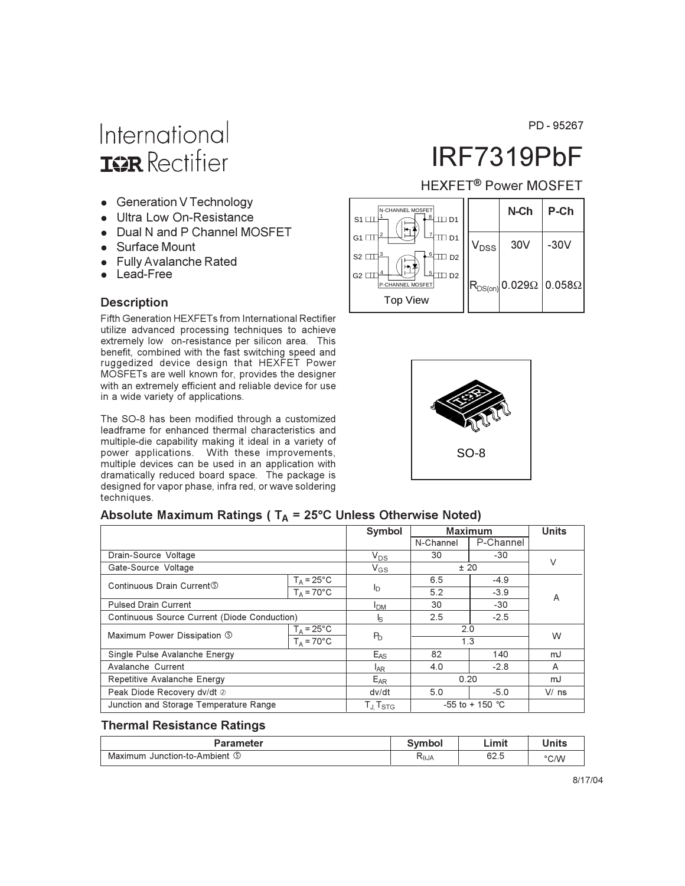PD - 95267

# IRF7319PbF

HEXFET® Power MOSFET

- Generation V Technology
- Ultra Low On-Resistance
- Dual N and P Channel MOSFET
- Surface Mount
- Fully Avalanche Rated
- Lead-Free

| | N-Ch | P-Ch |
|---|---|---|
| $V_{DSS}$ | 30V | -30V |
| $R_{DS(on)}$ | 0.029Ω | 0.058Ω |

S1 1, G1 2, S2 3, G2 4, D2 5, D2 6, D1 7, D1 8

N-CHANNEL MOSFET

P-CHANNEL MOSFET

Top View

SO-8

## Description

Fifth Generation HEXFETs from International Rectifier utilize advanced processing techniques to achieve extremely low on-resistance per silicon area. This benefit, combined with the fast switching speed and ruggedized device design that HEXFET Power MOSFETs are well known for, provides the designer with an extremely efficient and reliable device for use in a wide variety of applications.

The SO-8 has been modified through a customized leadframe for enhanced thermal characteristics and multiple-die capability making it ideal in a variety of power applications. With these improvements, multiple devices can be used in an application with dramatically reduced board space. The package is designed for vapor phase, infra red, or wave soldering techniques.

## Absolute Maximum Ratings ( $T_A$ = 25°C Unless Otherwise Noted)

| | | Symbol | Maximum | | Units |
|---|---|---|---|---|---|
| | | | N-Channel | P-Channel | |
| Drain-Source Voltage | | $V_{DS}$ | 30 | -30 | V |
| Gate-Source Voltage | | $V_{GS}$ | ± 20 | | V |
| Continuous Drain Current⑤ | $T_A$ = 25°C | $I_D$ | 6.5 | -4.9 | A |
| | $T_A$ = 70°C | | 5.2 | -3.9 | |
| Pulsed Drain Current | | $I_{DM}$ | 30 | -30 | |
| Continuous Source Current (Diode Conduction) | | $I_S$ | 2.5 | -2.5 | |
| Maximum Power Dissipation ⑤ | $T_A$ = 25°C | $P_D$ | 2.0 | | W |
| | $T_A$ = 70°C | | 1.3 | | |
| Single Pulse Avalanche Energy | | $E_{AS}$ | 82 | 140 | mJ |
| Avalanche Current | | $I_{AR}$ | 4.0 | -2.8 | A |
| Repetitive Avalanche Energy | | $E_{AR}$ | 0.20 | | mJ |
| Peak Diode Recovery dv/dt ② | | dv/dt | 5.0 | -5.0 | V/ ns |
| Junction and Storage Temperature Range | | $T_J, T_{STG}$ | -55 to + 150 °C | | |

## Thermal Resistance Ratings

| Parameter | Symbol | Limit | Units |
|---|---|---|---|
| Maximum Junction-to-Ambient ⑤ | $R_{\theta JA}$ | 62.5 | °C/W |

8/17/04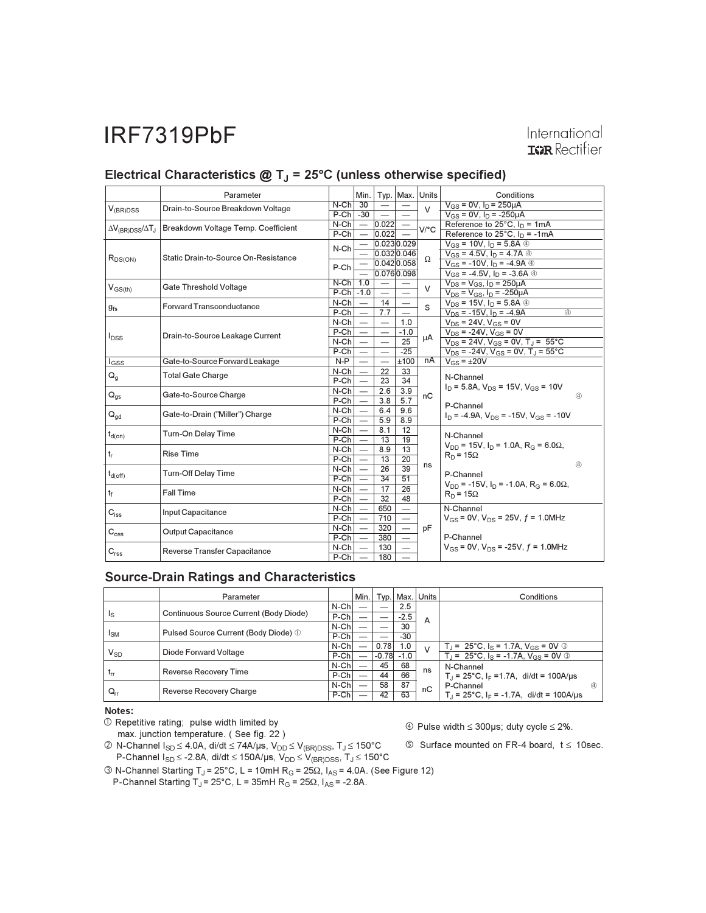# IRF7319PbF

## Electrical Characteristics @ $T_J$ = 25°C (unless otherwise specified)

| | Parameter | | Min. | Typ. | Max. | Units | Conditions |
|---|---|---|---|---|---|---|---|
| $V_{(BR)DSS}$ | Drain-to-Source Breakdown Voltage | N-Ch | 30 | — | — | V | $V_{GS}$ = 0V, $I_D$ = 250µA |
| | | P-Ch | -30 | — | — | | $V_{GS}$ = 0V, $I_D$ = -250µA |
| $\Delta V_{(BR)DSS}/\Delta T_J$ | Breakdown Voltage Temp. Coefficient | N-Ch | — | 0.022 | — | V/°C | Reference to 25°C, $I_D$ = 1mA |
| | | P-Ch | — | 0.022 | — | | Reference to 25°C, $I_D$ = -1mA |
| $R_{DS(ON)}$ | Static Drain-to-Source On-Resistance | N-Ch | — | 0.023 | 0.029 | Ω | $V_{GS}$ = 10V, $I_D$ = 5.8A ④ |
| | | | — | 0.032 | 0.046 | | $V_{GS}$ = 4.5V, $I_D$ = 4.7A ④ |
| | | P-Ch | — | 0.042 | 0.058 | | $V_{GS}$ = -10V, $I_D$ = -4.9A ④ |
| | | | — | 0.076 | 0.098 | | $V_{GS}$ = -4.5V, $I_D$ = -3.6A ④ |
| $V_{GS(th)}$ | Gate Threshold Voltage | N-Ch | 1.0 | — | — | V | $V_{DS}$ = $V_{GS}$, $I_D$ = 250µA |
| | | P-Ch | -1.0 | — | — | | $V_{DS}$ = $V_{GS}$, $I_D$ = -250µA |
| $g_{fs}$ | Forward Transconductance | N-Ch | — | 14 | — | S | $V_{DS}$ = 15V, $I_D$ = 5.8A ④ |
| | | P-Ch | — | 7.7 | — | | $V_{DS}$ = -15V, $I_D$ = -4.9A ④ |
| $I_{DSS}$ | Drain-to-Source Leakage Current | N-Ch | — | — | 1.0 | µA | $V_{DS}$ = 24V, $V_{GS}$ = 0V |
| | | P-Ch | — | — | -1.0 | | $V_{DS}$ = -24V, $V_{GS}$ = 0V |
| | | N-Ch | — | — | 25 | | $V_{DS}$ = 24V, $V_{GS}$ = 0V, $T_J$ = 55°C |
| | | P-Ch | — | — | -25 | | $V_{DS}$ = -24V, $V_{GS}$ = 0V, $T_J$ = 55°C |
| $I_{GSS}$ | Gate-to-Source Forward Leakage | N-P | — | — | ±100 | nA | $V_{GS}$ = ±20V |
| $Q_g$ | Total Gate Charge | N-Ch | — | 22 | 33 | nC | N-Channel $I_D$ = 5.8A, $V_{DS}$ = 15V, $V_{GS}$ = 10V ④ P-Channel $I_D$ = -4.9A, $V_{DS}$ = -15V, $V_{GS}$ = -10V |
| | | P-Ch | — | 23 | 34 | | |
| $Q_{gs}$ | Gate-to-Source Charge | N-Ch | — | 2.6 | 3.9 | | |
| | | P-Ch | — | 3.8 | 5.7 | | |
| $Q_{gd}$ | Gate-to-Drain ("Miller") Charge | N-Ch | — | 6.4 | 9.6 | | |
| | | P-Ch | — | 5.9 | 8.9 | | |
| $t_{d(on)}$ | Turn-On Delay Time | N-Ch | — | 8.1 | 12 | ns | N-Channel $V_{DD}$ = 15V, $I_D$ = 1.0A, $R_G$ = 6.0Ω, $R_D$ = 15Ω ④ P-Channel $V_{DD}$ = -15V, $I_D$ = -1.0A, $R_G$ = 6.0Ω, $R_D$ = 15Ω |
| | | P-Ch | — | 13 | 19 | | |
| $t_r$ | Rise Time | N-Ch | — | 8.9 | 13 | | |
| | | P-Ch | — | 13 | 20 | | |
| $t_{d(off)}$ | Turn-Off Delay Time | N-Ch | — | 26 | 39 | | |
| | | P-Ch | — | 34 | 51 | | |
| $t_f$ | Fall Time | N-Ch | — | 17 | 26 | | |
| | | P-Ch | — | 32 | 48 | | |
| $C_{iss}$ | Input Capacitance | N-Ch | — | 650 | — | pF | N-Channel $V_{GS}$ = 0V, $V_{DS}$ = 25V, ƒ = 1.0MHz P-Channel $V_{GS}$ = 0V, $V_{DS}$ = -25V, ƒ = 1.0MHz |
| | | P-Ch | — | 710 | — | | |
| $C_{oss}$ | Output Capacitance | N-Ch | — | 320 | — | | |
| | | P-Ch | — | 380 | — | | |
| $C_{rss}$ | Reverse Transfer Capacitance | N-Ch | — | 130 | — | | |
| | | P-Ch | — | 180 | — | | |

## Source-Drain Ratings and Characteristics

| | Parameter | | Min. | Typ. | Max. | Units | Conditions |
|---|---|---|---|---|---|---|---|
| $I_S$ | Continuous Source Current (Body Diode) | N-Ch | — | — | 2.5 | A | |
| | | P-Ch | — | — | -2.5 | | |
| $I_{SM}$ | Pulsed Source Current (Body Diode) ① | N-Ch | — | — | 30 | | |
| | | P-Ch | — | — | -30 | | |
| $V_{SD}$ | Diode Forward Voltage | N-Ch | — | 0.78 | 1.0 | V | $T_J$ = 25°C, $I_S$ = 1.7A, $V_{GS}$ = 0V ③ |
| | | P-Ch | — | -0.78 | -1.0 | | $T_J$ = 25°C, $I_S$ = -1.7A, $V_{GS}$ = 0V ③ |
| $t_{rr}$ | Reverse Recovery Time | N-Ch | — | 45 | 68 | ns | N-Channel $T_J$ = 25°C, $I_F$ =1.7A, di/dt = 100A/µs ④ |
| | | P-Ch | — | 44 | 66 | | |
| $Q_{rr}$ | Reverse Recovery Charge | N-Ch | — | 58 | 87 | nC | P-Channel $T_J$ = 25°C, $I_F$ = -1.7A, di/dt = 100A/µs |
| | | P-Ch | — | 42 | 63 | | |

**Notes:**

① Repetitive rating; pulse width limited by max. junction temperature. ( See fig. 22 )

② N-Channel $I_{SD} \leq$ 4.0A, di/dt ≤ 74A/µs, $V_{DD} \leq V_{(BR)DSS}$, $T_J \leq$ 150°C
P-Channel $I_{SD} \leq$ -2.8A, di/dt ≤ 150A/µs, $V_{DD} \leq V_{(BR)DSS}$, $T_J \leq$ 150°C

③ N-Channel Starting $T_J$ = 25°C, L = 10mH $R_G$ = 25Ω, $I_{AS}$ = 4.0A. (See Figure 12)
P-Channel Starting $T_J$ = 25°C, L = 35mH $R_G$ = 25Ω, $I_{AS}$ = -2.8A.

④ Pulse width ≤ 300µs; duty cycle ≤ 2%.

⑤ Surface mounted on FR-4 board, t ≤ 10sec.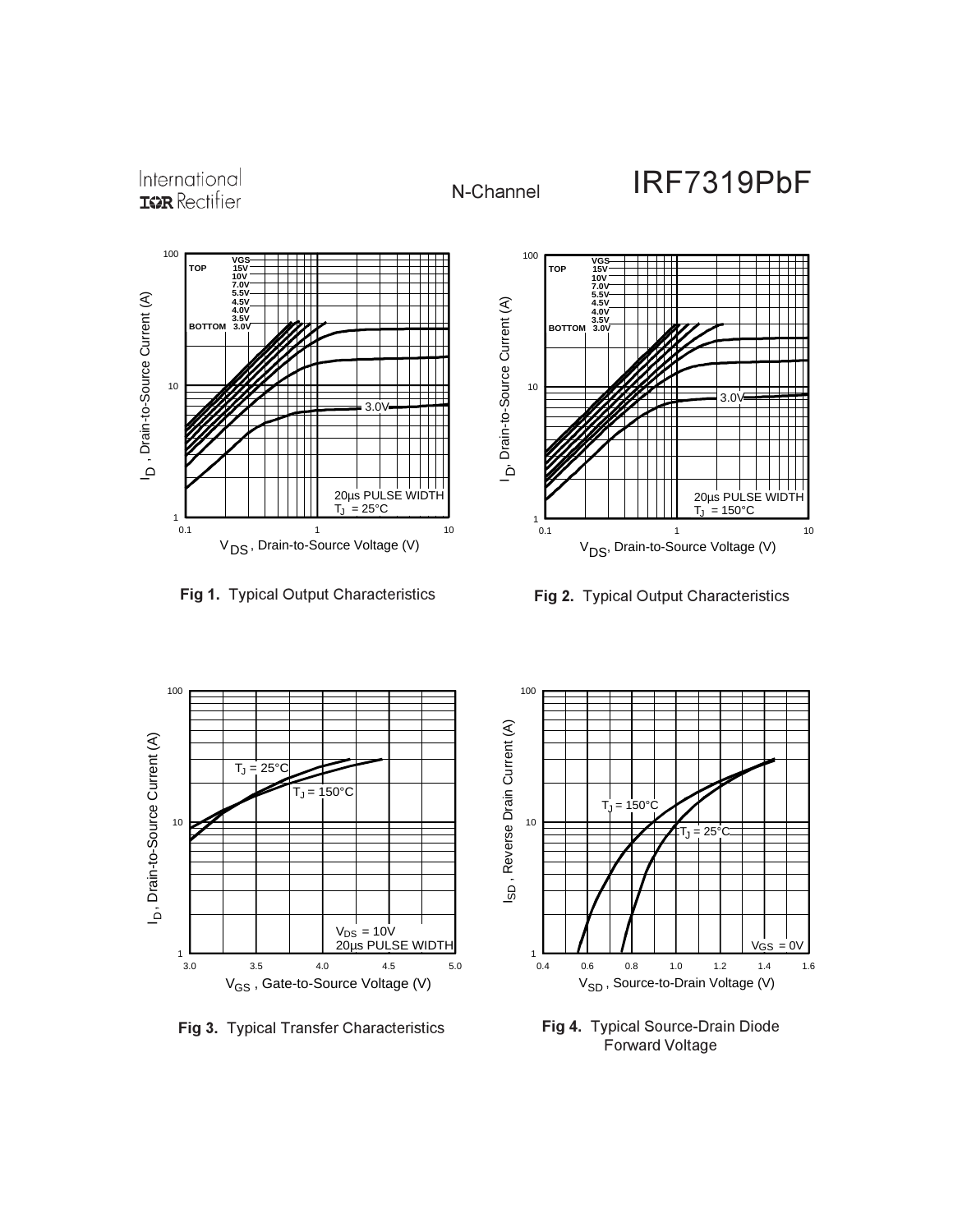N-Channel

Fig 1. Typical Output Characteristics

Fig 2. Typical Output Characteristics

Fig 3. Typical Transfer Characteristics

Fig 4. Typical Source-Drain Diode Forward Voltage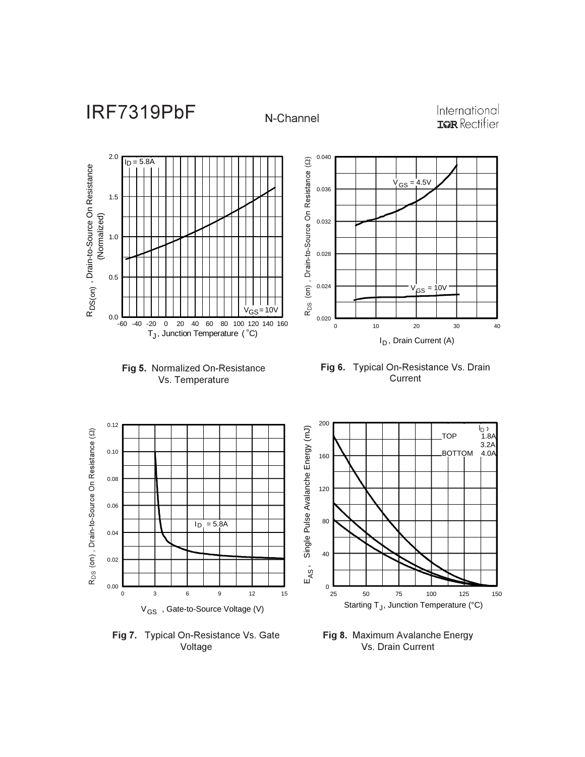N-Channel

Fig 5. Normalized On-Resistance Vs. Temperature

Fig 6. Typical On-Resistance Vs. Drain Current

Fig 7. Typical On-Resistance Vs. Gate Voltage

Fig 8. Maximum Avalanche Energy Vs. Drain Current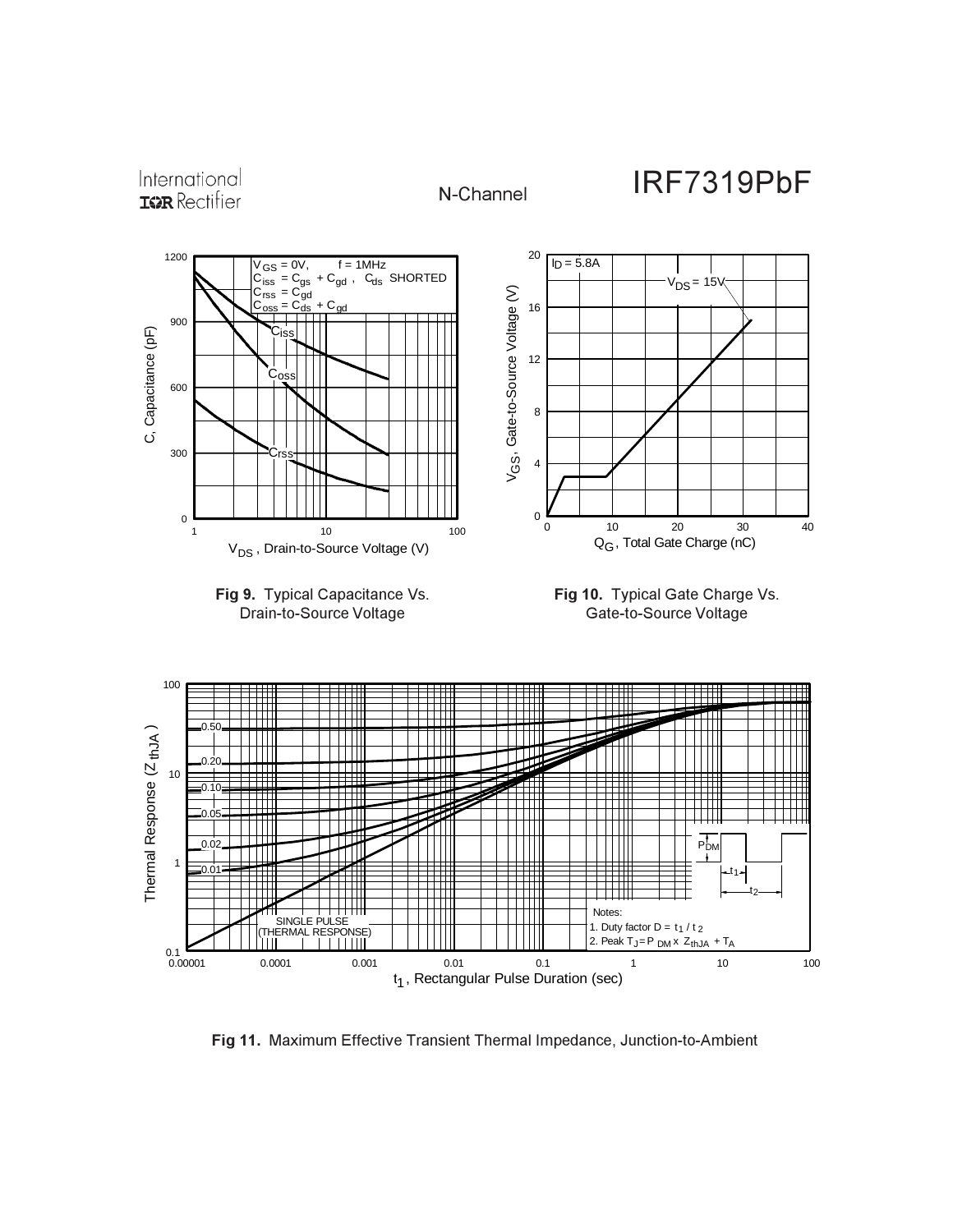N-Channel

**Fig 9.** Typical Capacitance Vs. Drain-to-Source Voltage

**Fig 10.** Typical Gate Charge Vs. Gate-to-Source Voltage

**Fig 11.** Maximum Effective Transient Thermal Impedance, Junction-to-Ambient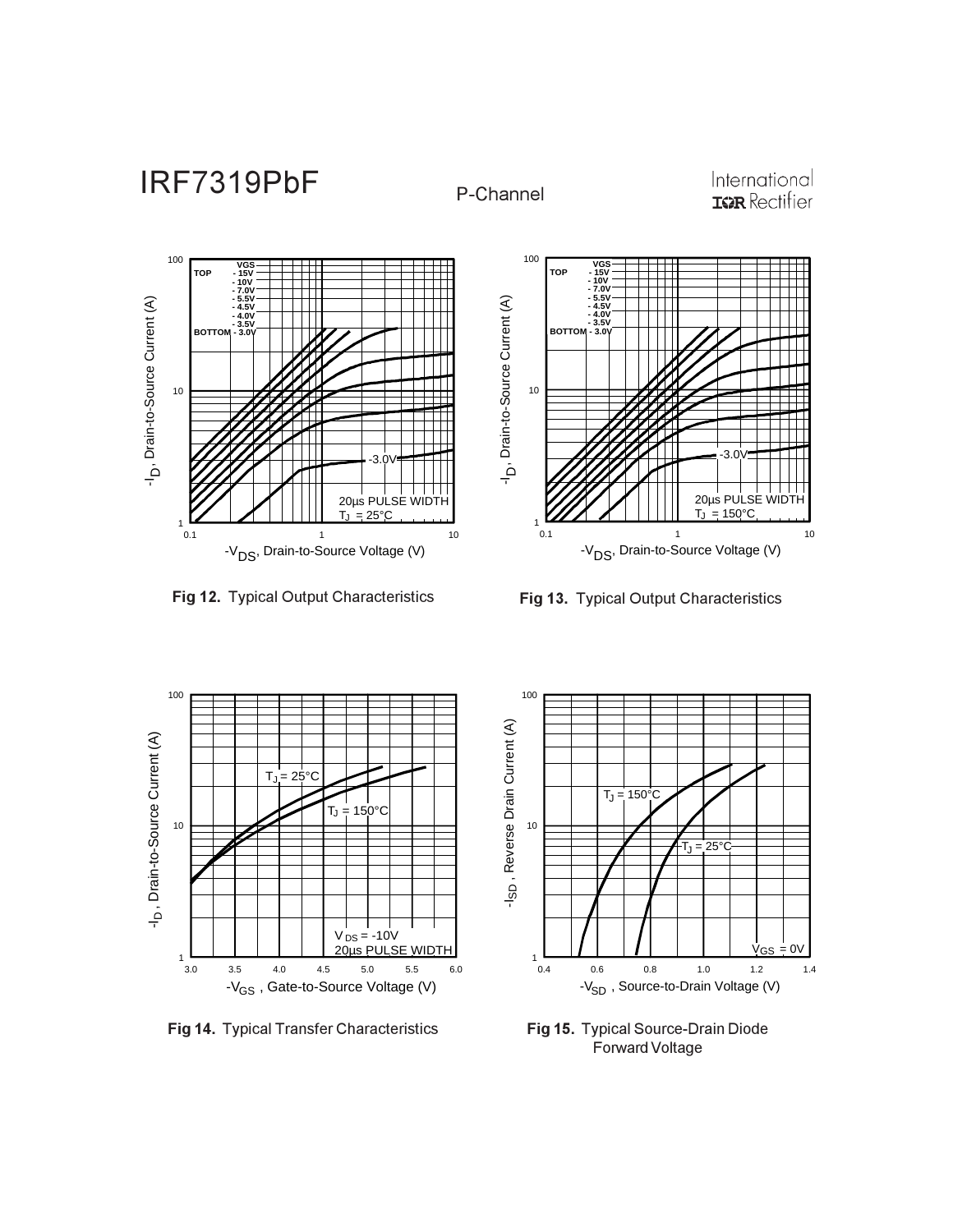P-Channel

Fig 12. Typical Output Characteristics

Fig 13. Typical Output Characteristics

Fig 14. Typical Transfer Characteristics

Fig 15. Typical Source-Drain Diode Forward Voltage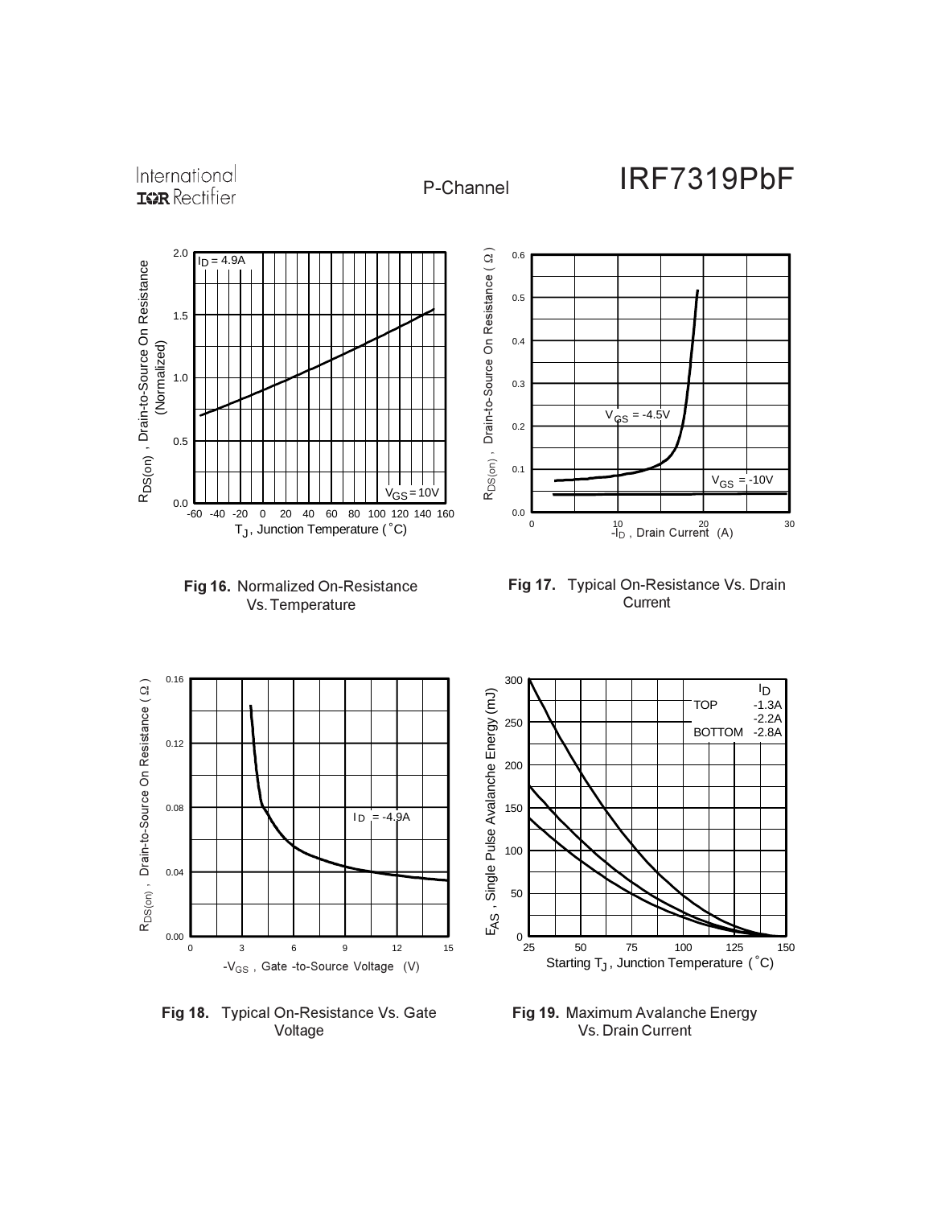P-Channel

Fig 16. Normalized On-Resistance Vs. Temperature

Fig 17. Typical On-Resistance Vs. Drain Current

Fig 18. Typical On-Resistance Vs. Gate Voltage

Fig 19. Maximum Avalanche Energy Vs. Drain Current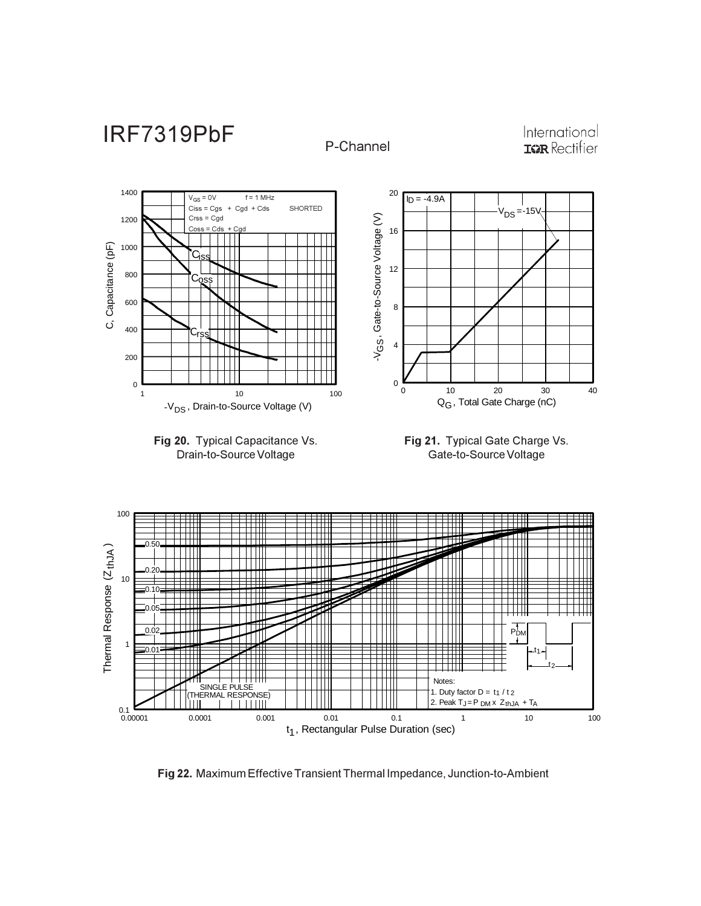# IRF7319PbF

P-Channel

Fig 20. Typical Capacitance Vs. Drain-to-Source Voltage

Fig 21. Typical Gate Charge Vs. Gate-to-Source Voltage

Fig 22. Maximum Effective Transient Thermal Impedance, Junction-to-Ambient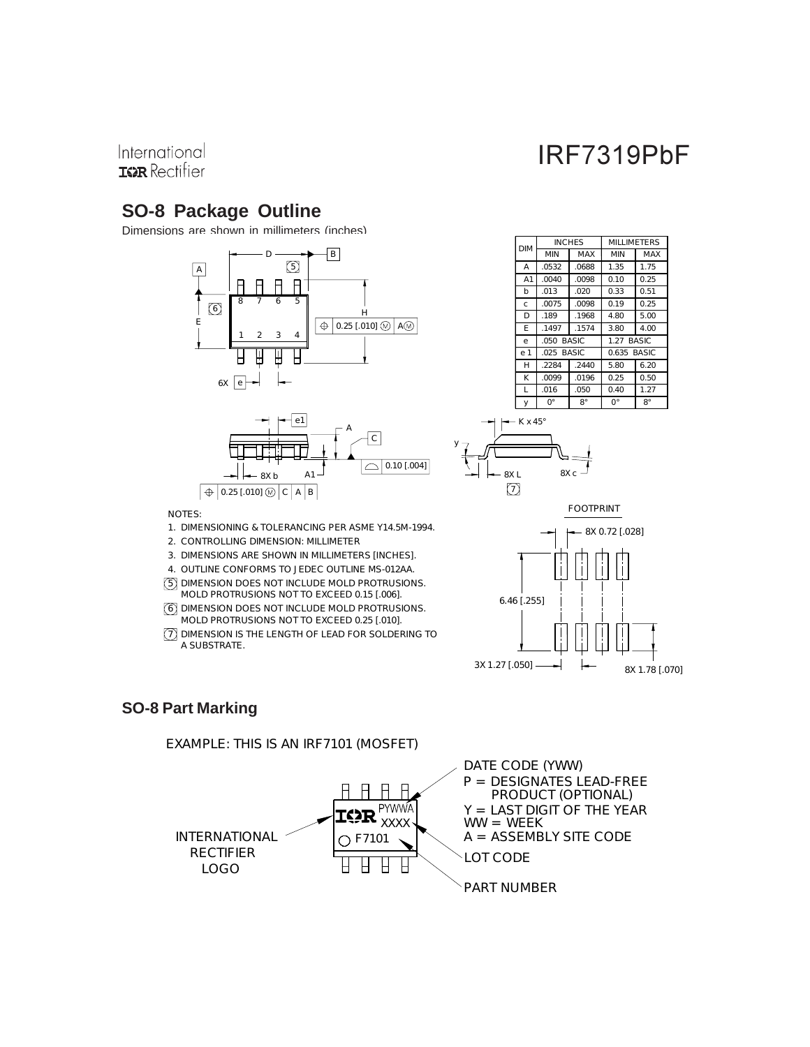## SO-8 Package Outline

Dimensions are shown in millimeters (inches)

| DIM | INCHES | | MILLIMETERS | |
|---|---|---|---|---|
| | MIN | MAX | MIN | MAX |
| A | .0532 | .0688 | 1.35 | 1.75 |
| A1 | .0040 | .0098 | 0.10 | 0.25 |
| b | .013 | .020 | 0.33 | 0.51 |
| c | .0075 | .0098 | 0.19 | 0.25 |
| D | .189 | .1968 | 4.80 | 5.00 |
| E | .1497 | .1574 | 3.80 | 4.00 |
| e | .050 BASIC | | 1.27 BASIC | |
| e 1 | .025 BASIC | | 0.635 BASIC | |
| H | .2284 | .2440 | 5.80 | 6.20 |
| K | .0099 | .0196 | 0.25 | 0.50 |
| L | .016 | .050 | 0.40 | 1.27 |
| y | 0° | 8° | 0° | 8° |

NOTES:

1. DIMENSIONING & TOLERANCING PER ASME Y14.5M-1994.
2. CONTROLLING DIMENSION: MILLIMETER
3. DIMENSIONS ARE SHOWN IN MILLIMETERS [INCHES].
4. OUTLINE CONFORMS TO JEDEC OUTLINE MS-012AA.
5. DIMENSION DOES NOT INCLUDE MOLD PROTRUSIONS. MOLD PROTRUSIONS NOT TO EXCEED 0.15 [.006].
6. DIMENSION DOES NOT INCLUDE MOLD PROTRUSIONS. MOLD PROTRUSIONS NOT TO EXCEED 0.25 [.010].
7. DIMENSION IS THE LENGTH OF LEAD FOR SOLDERING TO A SUBSTRATE.

FOOTPRINT

8X 0.72 [.028]

6.46 [.255]

3X 1.27 [.050]

8X 1.78 [.070]

## SO-8 Part Marking

EXAMPLE: THIS IS AN IRF7101 (MOSFET)

INTERNATIONAL RECTIFIER LOGO

DATE CODE (YWW)
P = DESIGNATES LEAD-FREE PRODUCT (OPTIONAL)
Y = LAST DIGIT OF THE YEAR
WW = WEEK
A = ASSEMBLY SITE CODE

LOT CODE

PART NUMBER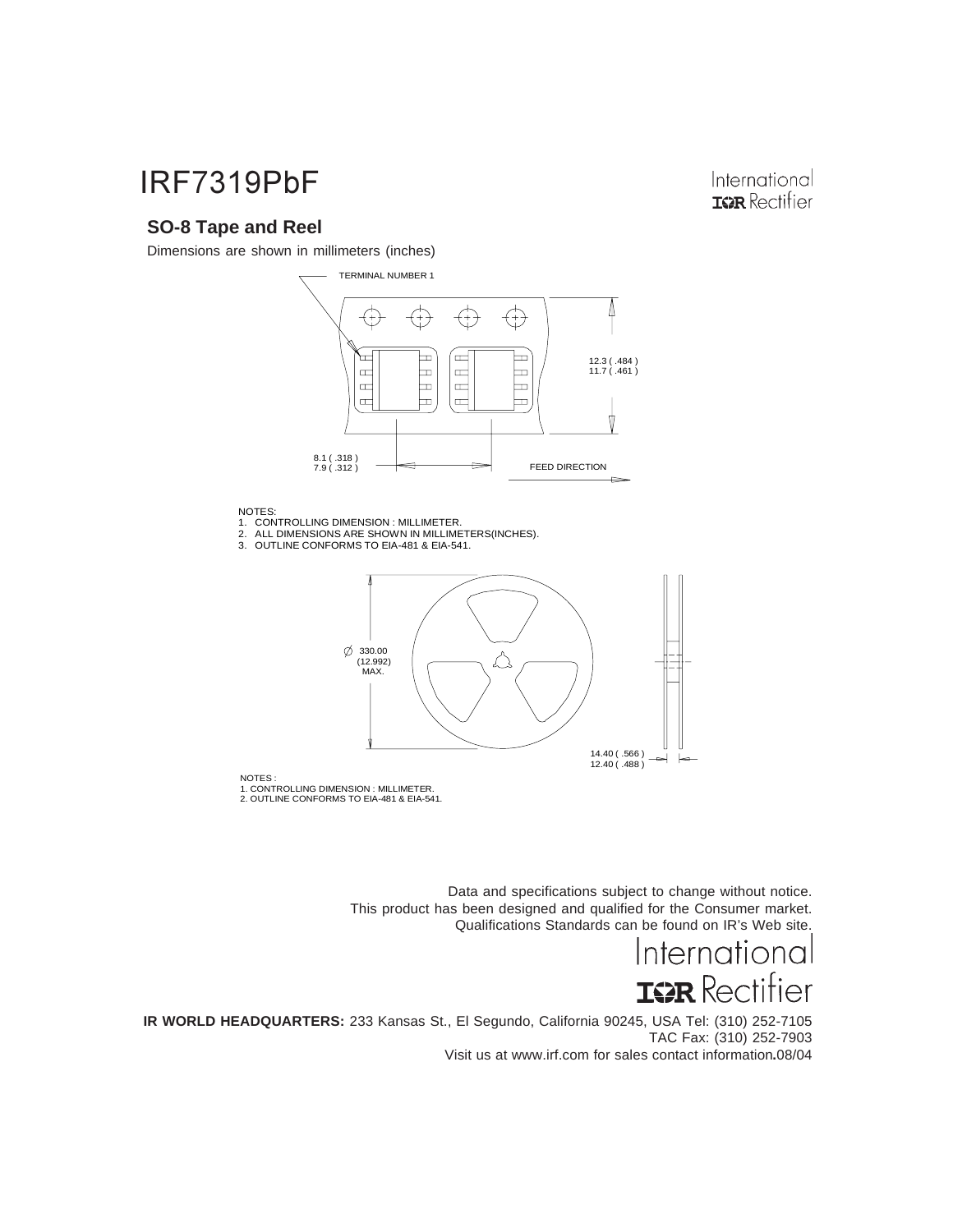## SO-8 Tape and Reel

Dimensions are shown in millimeters (inches)

TERMINAL NUMBER 1

12.3 ( .484 )
11.7 ( .461 )

8.1 ( .318 )
7.9 ( .312 )

FEED DIRECTION

NOTES:
1. CONTROLLING DIMENSION : MILLIMETER.
2. ALL DIMENSIONS ARE SHOWN IN MILLIMETERS(INCHES).
3. OUTLINE CONFORMS TO EIA-481 & EIA-541.

∅ 330.00
(12.992)
MAX.

14.40 ( .566 )
12.40 ( .488 )

NOTES :
1. CONTROLLING DIMENSION : MILLIMETER.
2. OUTLINE CONFORMS TO EIA-481 & EIA-541.

Data and specifications subject to change without notice.
This product has been designed and qualified for the Consumer market.
Qualifications Standards can be found on IR's Web site.

International
IOR Rectifier

**IR WORLD HEADQUARTERS:** 233 Kansas St., El Segundo, California 90245, USA Tel: (310) 252-7105
TAC Fax: (310) 252-7903
Visit us at www.irf.com for sales contact information**.**08/04